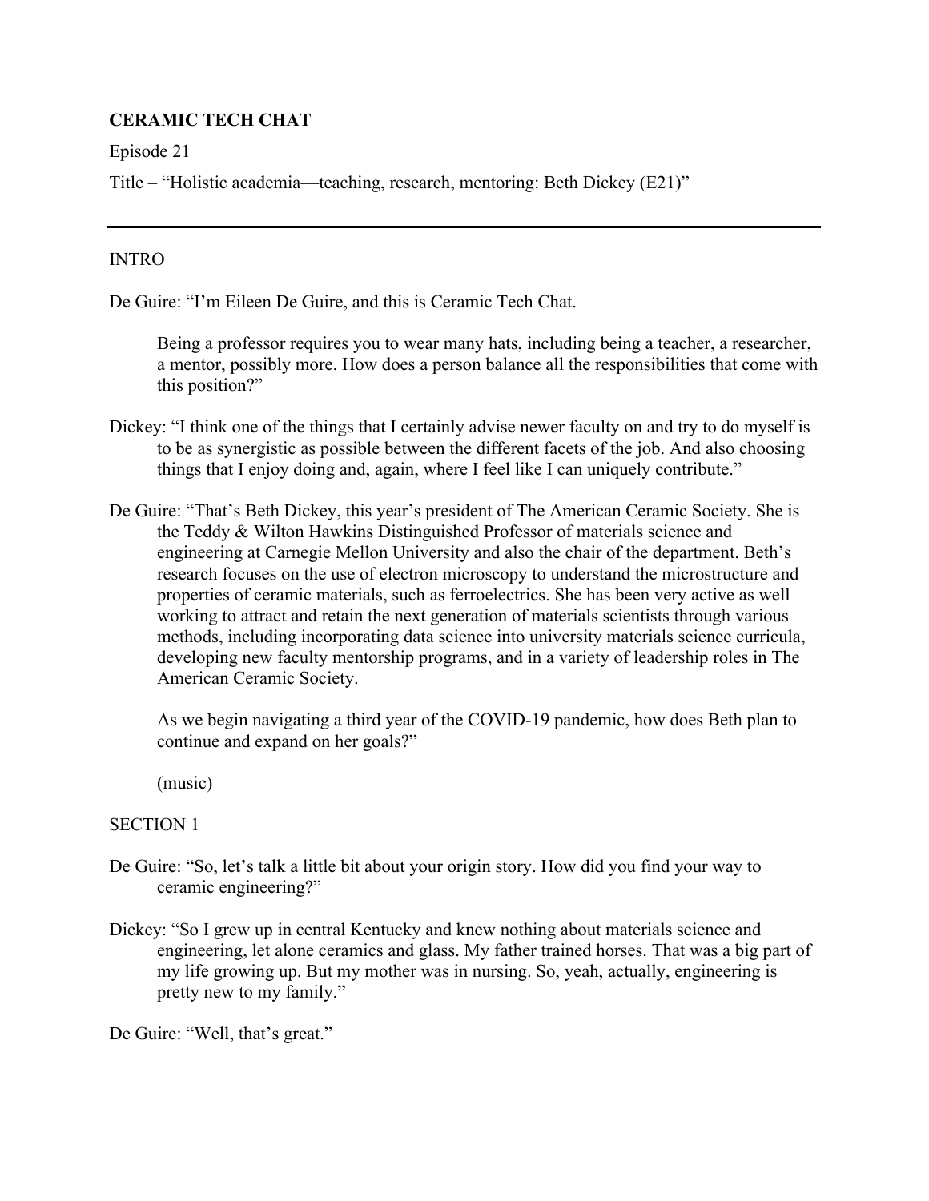**CERAMIC TECH CHAT**

Episode 21

Title – "Holistic academia—teaching, research, mentoring: Beth Dickey (E21)"

---

INTRO

De Guire: "I'm Eileen De Guire, and this is Ceramic Tech Chat.

Being a professor requires you to wear many hats, including being a teacher, a researcher, a mentor, possibly more. How does a person balance all the responsibilities that come with this position?"

Dickey: "I think one of the things that I certainly advise newer faculty on and try to do myself is to be as synergistic as possible between the different facets of the job. And also choosing things that I enjoy doing and, again, where I feel like I can uniquely contribute."

De Guire: "That's Beth Dickey, this year's president of The American Ceramic Society. She is the Teddy & Wilton Hawkins Distinguished Professor of materials science and engineering at Carnegie Mellon University and also the chair of the department. Beth's research focuses on the use of electron microscopy to understand the microstructure and properties of ceramic materials, such as ferroelectrics. She has been very active as well working to attract and retain the next generation of materials scientists through various methods, including incorporating data science into university materials science curricula, developing new faculty mentorship programs, and in a variety of leadership roles in The American Ceramic Society.

As we begin navigating a third year of the COVID-19 pandemic, how does Beth plan to continue and expand on her goals?"

(music)

SECTION 1

De Guire: "So, let's talk a little bit about your origin story. How did you find your way to ceramic engineering?"

Dickey: "So I grew up in central Kentucky and knew nothing about materials science and engineering, let alone ceramics and glass. My father trained horses. That was a big part of my life growing up. But my mother was in nursing. So, yeah, actually, engineering is pretty new to my family."

De Guire: "Well, that's great."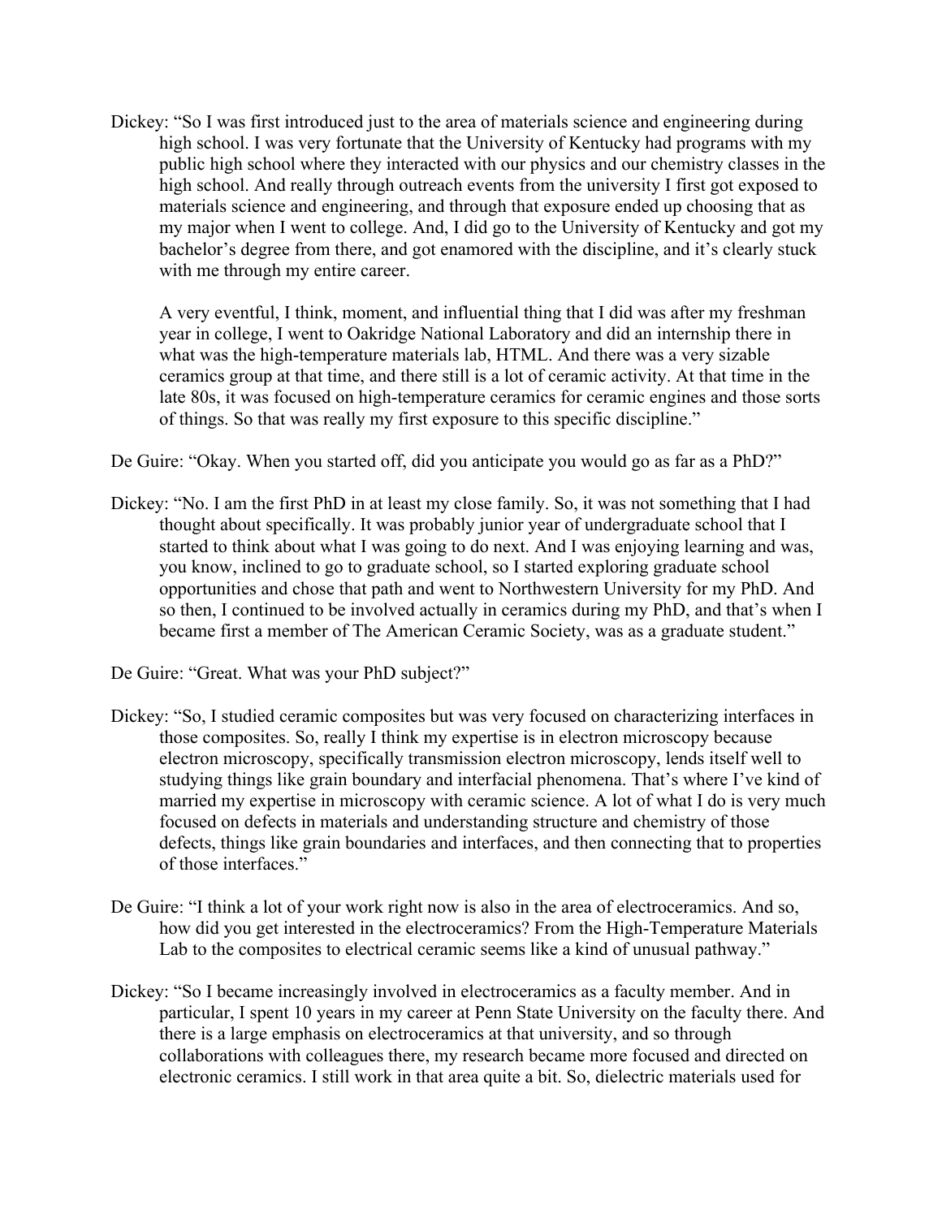Dickey: "So I was first introduced just to the area of materials science and engineering during high school. I was very fortunate that the University of Kentucky had programs with my public high school where they interacted with our physics and our chemistry classes in the high school. And really through outreach events from the university I first got exposed to materials science and engineering, and through that exposure ended up choosing that as my major when I went to college. And, I did go to the University of Kentucky and got my bachelor's degree from there, and got enamored with the discipline, and it's clearly stuck with me through my entire career.

A very eventful, I think, moment, and influential thing that I did was after my freshman year in college, I went to Oakridge National Laboratory and did an internship there in what was the high-temperature materials lab, HTML. And there was a very sizable ceramics group at that time, and there still is a lot of ceramic activity. At that time in the late 80s, it was focused on high-temperature ceramics for ceramic engines and those sorts of things. So that was really my first exposure to this specific discipline."

De Guire: "Okay. When you started off, did you anticipate you would go as far as a PhD?"

Dickey: "No. I am the first PhD in at least my close family. So, it was not something that I had thought about specifically. It was probably junior year of undergraduate school that I started to think about what I was going to do next. And I was enjoying learning and was, you know, inclined to go to graduate school, so I started exploring graduate school opportunities and chose that path and went to Northwestern University for my PhD. And so then, I continued to be involved actually in ceramics during my PhD, and that's when I became first a member of The American Ceramic Society, was as a graduate student."

De Guire: "Great. What was your PhD subject?"

Dickey: "So, I studied ceramic composites but was very focused on characterizing interfaces in those composites. So, really I think my expertise is in electron microscopy because electron microscopy, specifically transmission electron microscopy, lends itself well to studying things like grain boundary and interfacial phenomena. That's where I've kind of married my expertise in microscopy with ceramic science. A lot of what I do is very much focused on defects in materials and understanding structure and chemistry of those defects, things like grain boundaries and interfaces, and then connecting that to properties of those interfaces."

De Guire: "I think a lot of your work right now is also in the area of electroceramics. And so, how did you get interested in the electroceramics? From the High-Temperature Materials Lab to the composites to electrical ceramic seems like a kind of unusual pathway."

Dickey: "So I became increasingly involved in electroceramics as a faculty member. And in particular, I spent 10 years in my career at Penn State University on the faculty there. And there is a large emphasis on electroceramics at that university, and so through collaborations with colleagues there, my research became more focused and directed on electronic ceramics. I still work in that area quite a bit. So, dielectric materials used for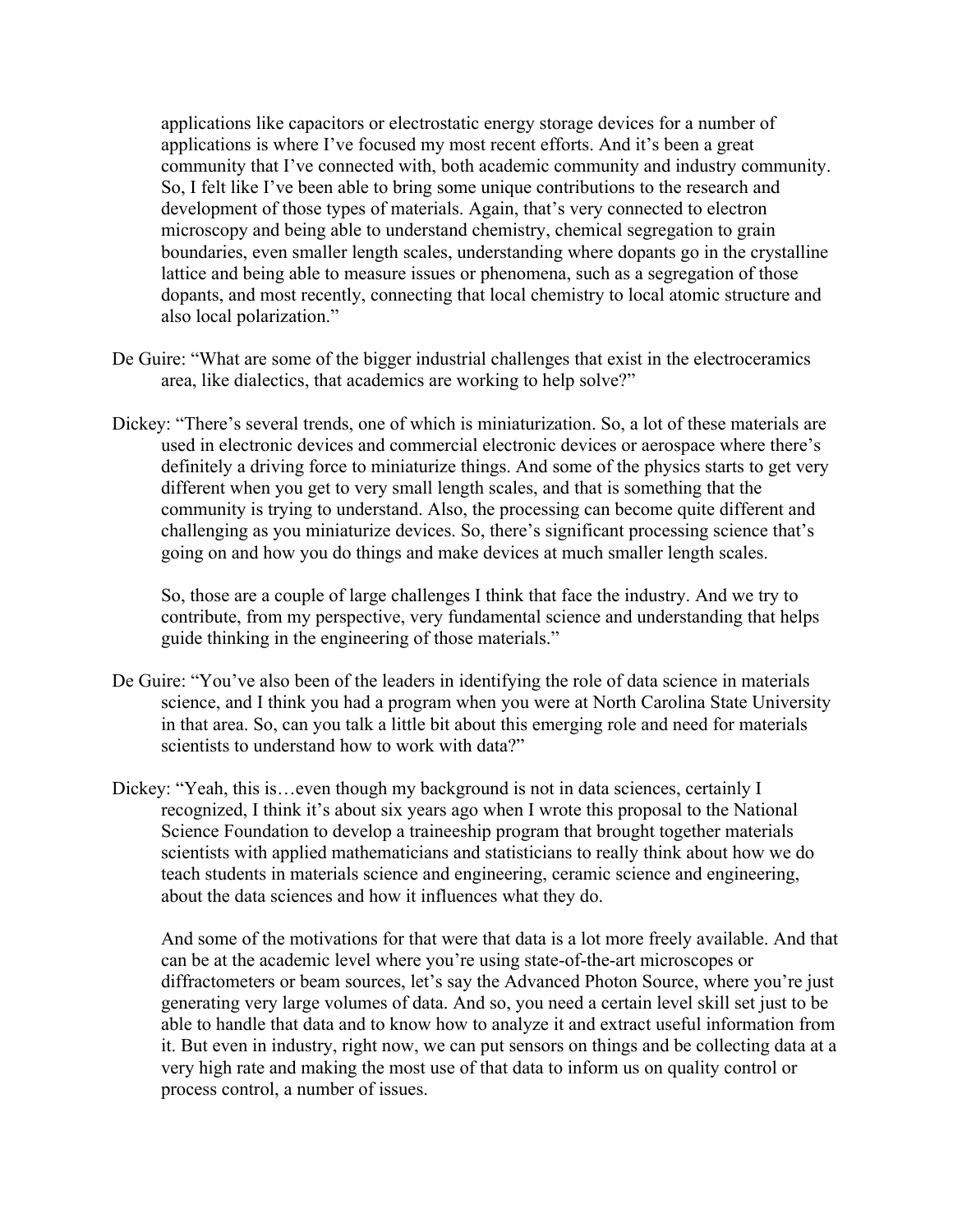applications like capacitors or electrostatic energy storage devices for a number of applications is where I've focused my most recent efforts. And it's been a great community that I've connected with, both academic community and industry community. So, I felt like I've been able to bring some unique contributions to the research and development of those types of materials. Again, that's very connected to electron microscopy and being able to understand chemistry, chemical segregation to grain boundaries, even smaller length scales, understanding where dopants go in the crystalline lattice and being able to measure issues or phenomena, such as a segregation of those dopants, and most recently, connecting that local chemistry to local atomic structure and also local polarization."

De Guire: "What are some of the bigger industrial challenges that exist in the electroceramics area, like dialectics, that academics are working to help solve?"

Dickey: "There's several trends, one of which is miniaturization. So, a lot of these materials are used in electronic devices and commercial electronic devices or aerospace where there's definitely a driving force to miniaturize things. And some of the physics starts to get very different when you get to very small length scales, and that is something that the community is trying to understand. Also, the processing can become quite different and challenging as you miniaturize devices. So, there's significant processing science that's going on and how you do things and make devices at much smaller length scales.

So, those are a couple of large challenges I think that face the industry. And we try to contribute, from my perspective, very fundamental science and understanding that helps guide thinking in the engineering of those materials."

De Guire: "You've also been of the leaders in identifying the role of data science in materials science, and I think you had a program when you were at North Carolina State University in that area. So, can you talk a little bit about this emerging role and need for materials scientists to understand how to work with data?"

Dickey: "Yeah, this is…even though my background is not in data sciences, certainly I recognized, I think it's about six years ago when I wrote this proposal to the National Science Foundation to develop a traineeship program that brought together materials scientists with applied mathematicians and statisticians to really think about how we do teach students in materials science and engineering, ceramic science and engineering, about the data sciences and how it influences what they do.

And some of the motivations for that were that data is a lot more freely available. And that can be at the academic level where you're using state-of-the-art microscopes or diffractometers or beam sources, let's say the Advanced Photon Source, where you're just generating very large volumes of data. And so, you need a certain level skill set just to be able to handle that data and to know how to analyze it and extract useful information from it. But even in industry, right now, we can put sensors on things and be collecting data at a very high rate and making the most use of that data to inform us on quality control or process control, a number of issues.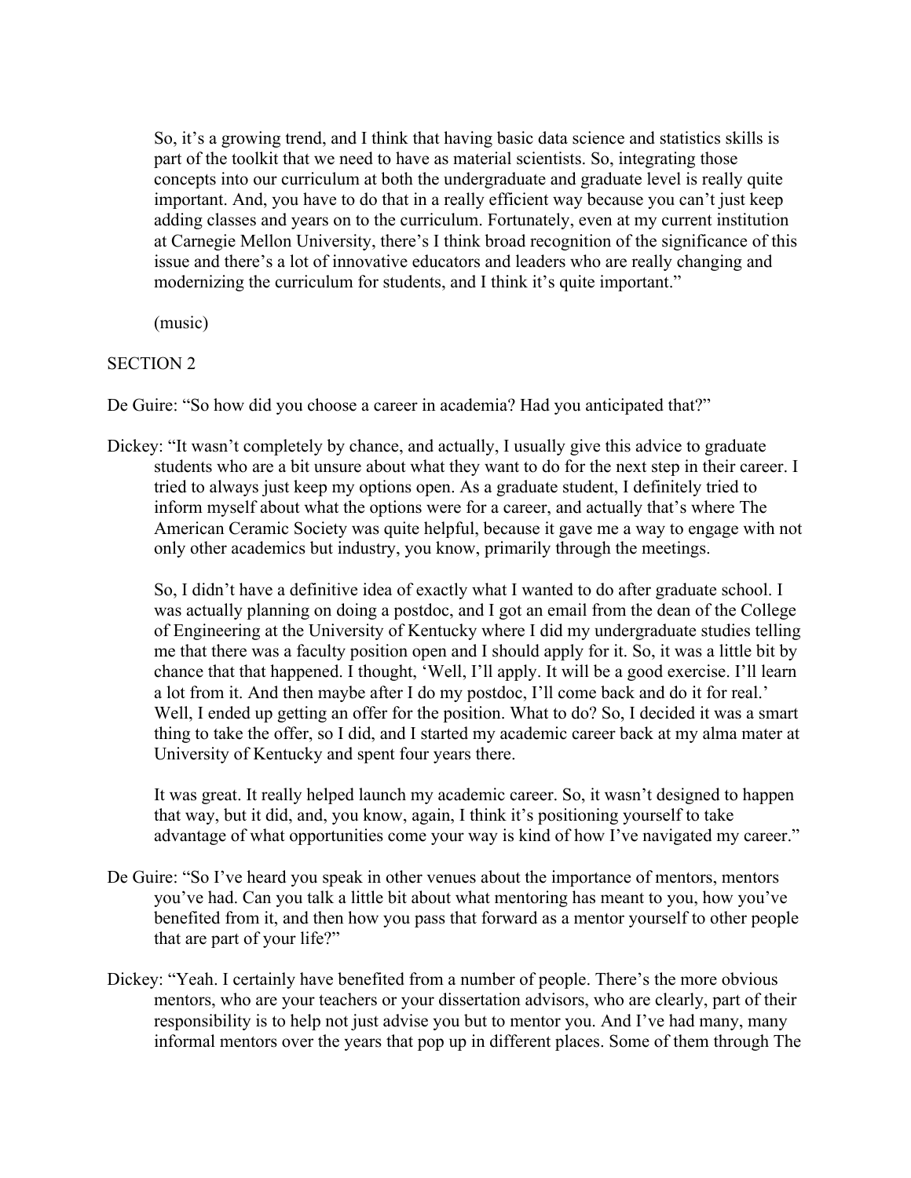So, it's a growing trend, and I think that having basic data science and statistics skills is part of the toolkit that we need to have as material scientists. So, integrating those concepts into our curriculum at both the undergraduate and graduate level is really quite important. And, you have to do that in a really efficient way because you can't just keep adding classes and years on to the curriculum. Fortunately, even at my current institution at Carnegie Mellon University, there's I think broad recognition of the significance of this issue and there's a lot of innovative educators and leaders who are really changing and modernizing the curriculum for students, and I think it's quite important."

(music)

SECTION 2

De Guire: "So how did you choose a career in academia? Had you anticipated that?"

Dickey: "It wasn't completely by chance, and actually, I usually give this advice to graduate students who are a bit unsure about what they want to do for the next step in their career. I tried to always just keep my options open. As a graduate student, I definitely tried to inform myself about what the options were for a career, and actually that's where The American Ceramic Society was quite helpful, because it gave me a way to engage with not only other academics but industry, you know, primarily through the meetings.

So, I didn't have a definitive idea of exactly what I wanted to do after graduate school. I was actually planning on doing a postdoc, and I got an email from the dean of the College of Engineering at the University of Kentucky where I did my undergraduate studies telling me that there was a faculty position open and I should apply for it. So, it was a little bit by chance that that happened. I thought, 'Well, I'll apply. It will be a good exercise. I'll learn a lot from it. And then maybe after I do my postdoc, I'll come back and do it for real.' Well, I ended up getting an offer for the position. What to do? So, I decided it was a smart thing to take the offer, so I did, and I started my academic career back at my alma mater at University of Kentucky and spent four years there.

It was great. It really helped launch my academic career. So, it wasn't designed to happen that way, but it did, and, you know, again, I think it's positioning yourself to take advantage of what opportunities come your way is kind of how I've navigated my career."

De Guire: "So I've heard you speak in other venues about the importance of mentors, mentors you've had. Can you talk a little bit about what mentoring has meant to you, how you've benefited from it, and then how you pass that forward as a mentor yourself to other people that are part of your life?"

Dickey: "Yeah. I certainly have benefited from a number of people. There's the more obvious mentors, who are your teachers or your dissertation advisors, who are clearly, part of their responsibility is to help not just advise you but to mentor you. And I've had many, many informal mentors over the years that pop up in different places. Some of them through The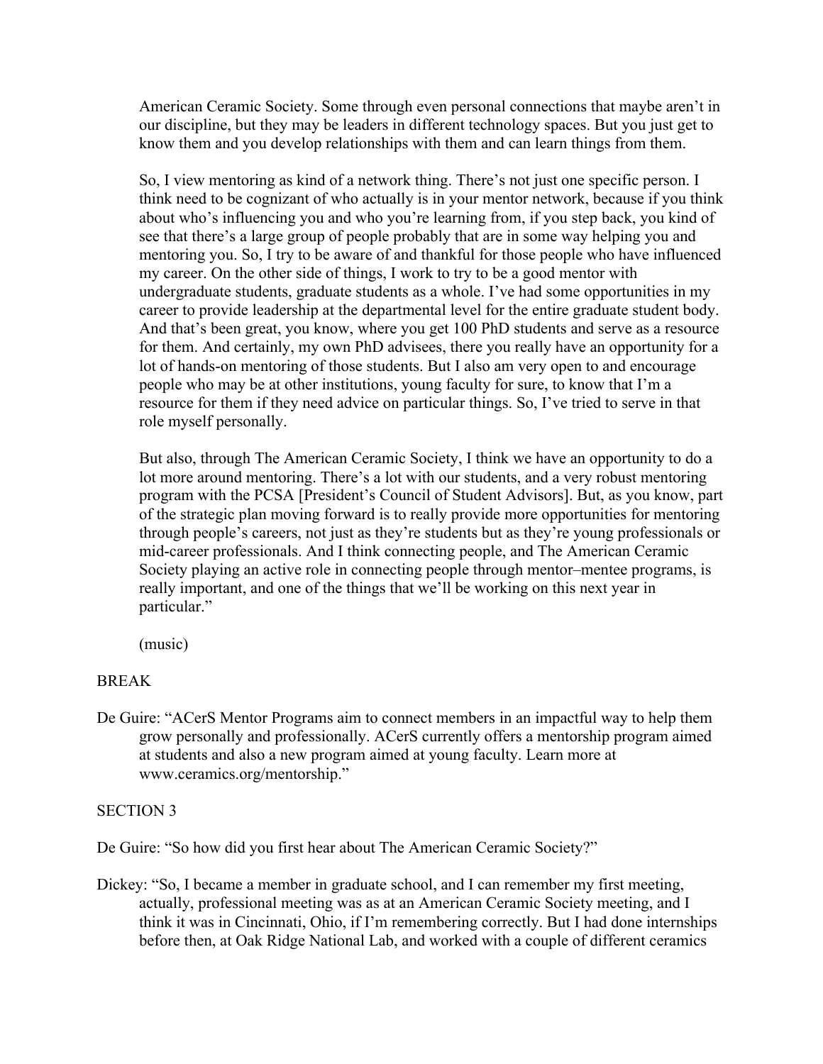American Ceramic Society. Some through even personal connections that maybe aren't in our discipline, but they may be leaders in different technology spaces. But you just get to know them and you develop relationships with them and can learn things from them.

So, I view mentoring as kind of a network thing. There's not just one specific person. I think need to be cognizant of who actually is in your mentor network, because if you think about who's influencing you and who you're learning from, if you step back, you kind of see that there's a large group of people probably that are in some way helping you and mentoring you. So, I try to be aware of and thankful for those people who have influenced my career. On the other side of things, I work to try to be a good mentor with undergraduate students, graduate students as a whole. I've had some opportunities in my career to provide leadership at the departmental level for the entire graduate student body. And that's been great, you know, where you get 100 PhD students and serve as a resource for them. And certainly, my own PhD advisees, there you really have an opportunity for a lot of hands-on mentoring of those students. But I also am very open to and encourage people who may be at other institutions, young faculty for sure, to know that I'm a resource for them if they need advice on particular things. So, I've tried to serve in that role myself personally.

But also, through The American Ceramic Society, I think we have an opportunity to do a lot more around mentoring. There's a lot with our students, and a very robust mentoring program with the PCSA [President's Council of Student Advisors]. But, as you know, part of the strategic plan moving forward is to really provide more opportunities for mentoring through people's careers, not just as they're students but as they're young professionals or mid-career professionals. And I think connecting people, and The American Ceramic Society playing an active role in connecting people through mentor–mentee programs, is really important, and one of the things that we'll be working on this next year in particular."

(music)

BREAK

De Guire: "ACerS Mentor Programs aim to connect members in an impactful way to help them grow personally and professionally. ACerS currently offers a mentorship program aimed at students and also a new program aimed at young faculty. Learn more at www.ceramics.org/mentorship."

SECTION 3

De Guire: "So how did you first hear about The American Ceramic Society?"

Dickey: "So, I became a member in graduate school, and I can remember my first meeting, actually, professional meeting was as at an American Ceramic Society meeting, and I think it was in Cincinnati, Ohio, if I'm remembering correctly. But I had done internships before then, at Oak Ridge National Lab, and worked with a couple of different ceramics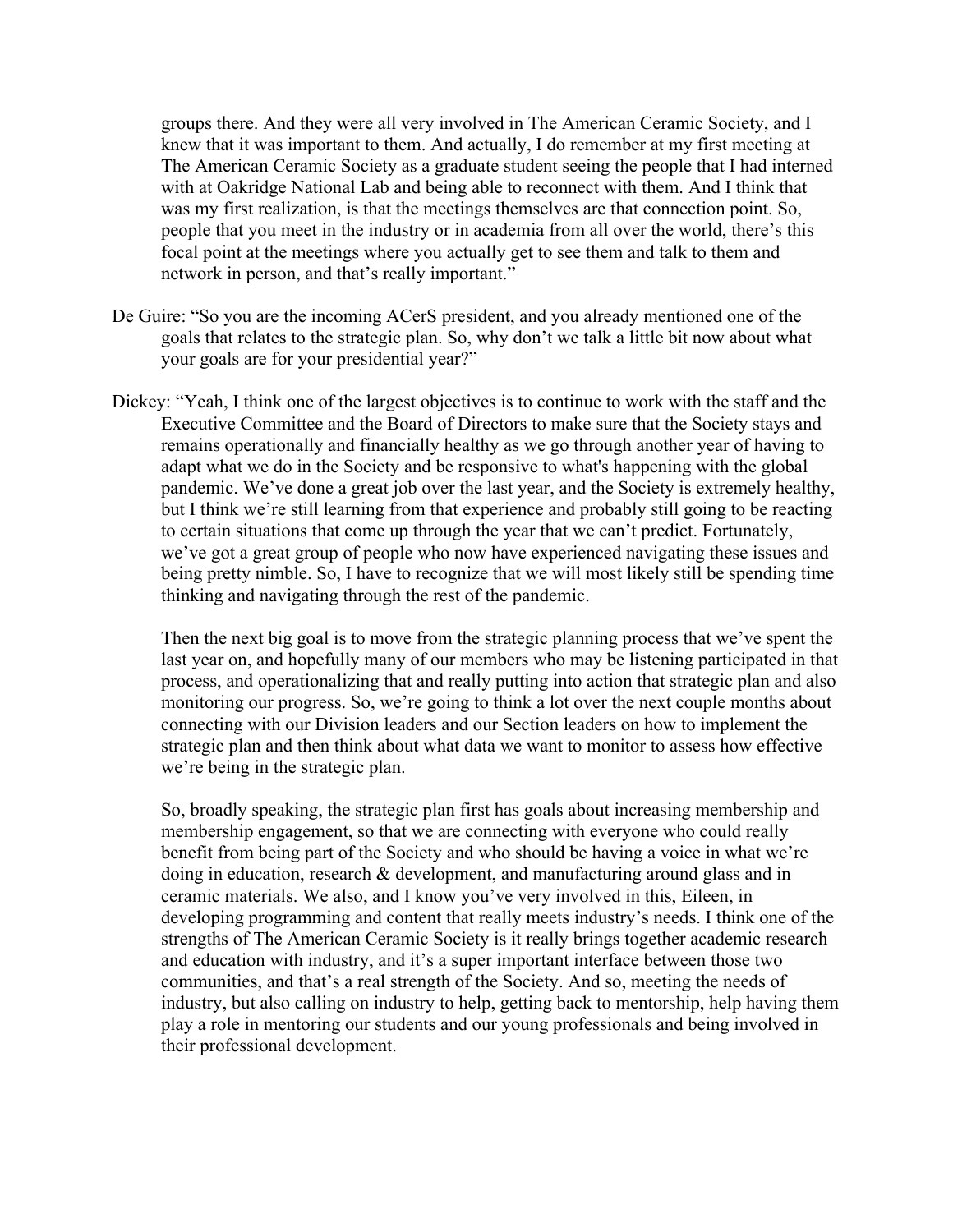groups there. And they were all very involved in The American Ceramic Society, and I knew that it was important to them. And actually, I do remember at my first meeting at The American Ceramic Society as a graduate student seeing the people that I had interned with at Oakridge National Lab and being able to reconnect with them. And I think that was my first realization, is that the meetings themselves are that connection point. So, people that you meet in the industry or in academia from all over the world, there's this focal point at the meetings where you actually get to see them and talk to them and network in person, and that's really important."

De Guire: "So you are the incoming ACerS president, and you already mentioned one of the goals that relates to the strategic plan. So, why don't we talk a little bit now about what your goals are for your presidential year?"

Dickey: "Yeah, I think one of the largest objectives is to continue to work with the staff and the Executive Committee and the Board of Directors to make sure that the Society stays and remains operationally and financially healthy as we go through another year of having to adapt what we do in the Society and be responsive to what's happening with the global pandemic. We've done a great job over the last year, and the Society is extremely healthy, but I think we're still learning from that experience and probably still going to be reacting to certain situations that come up through the year that we can't predict. Fortunately, we've got a great group of people who now have experienced navigating these issues and being pretty nimble. So, I have to recognize that we will most likely still be spending time thinking and navigating through the rest of the pandemic.

Then the next big goal is to move from the strategic planning process that we've spent the last year on, and hopefully many of our members who may be listening participated in that process, and operationalizing that and really putting into action that strategic plan and also monitoring our progress. So, we're going to think a lot over the next couple months about connecting with our Division leaders and our Section leaders on how to implement the strategic plan and then think about what data we want to monitor to assess how effective we're being in the strategic plan.

So, broadly speaking, the strategic plan first has goals about increasing membership and membership engagement, so that we are connecting with everyone who could really benefit from being part of the Society and who should be having a voice in what we're doing in education, research & development, and manufacturing around glass and in ceramic materials. We also, and I know you've very involved in this, Eileen, in developing programming and content that really meets industry's needs. I think one of the strengths of The American Ceramic Society is it really brings together academic research and education with industry, and it's a super important interface between those two communities, and that's a real strength of the Society. And so, meeting the needs of industry, but also calling on industry to help, getting back to mentorship, help having them play a role in mentoring our students and our young professionals and being involved in their professional development.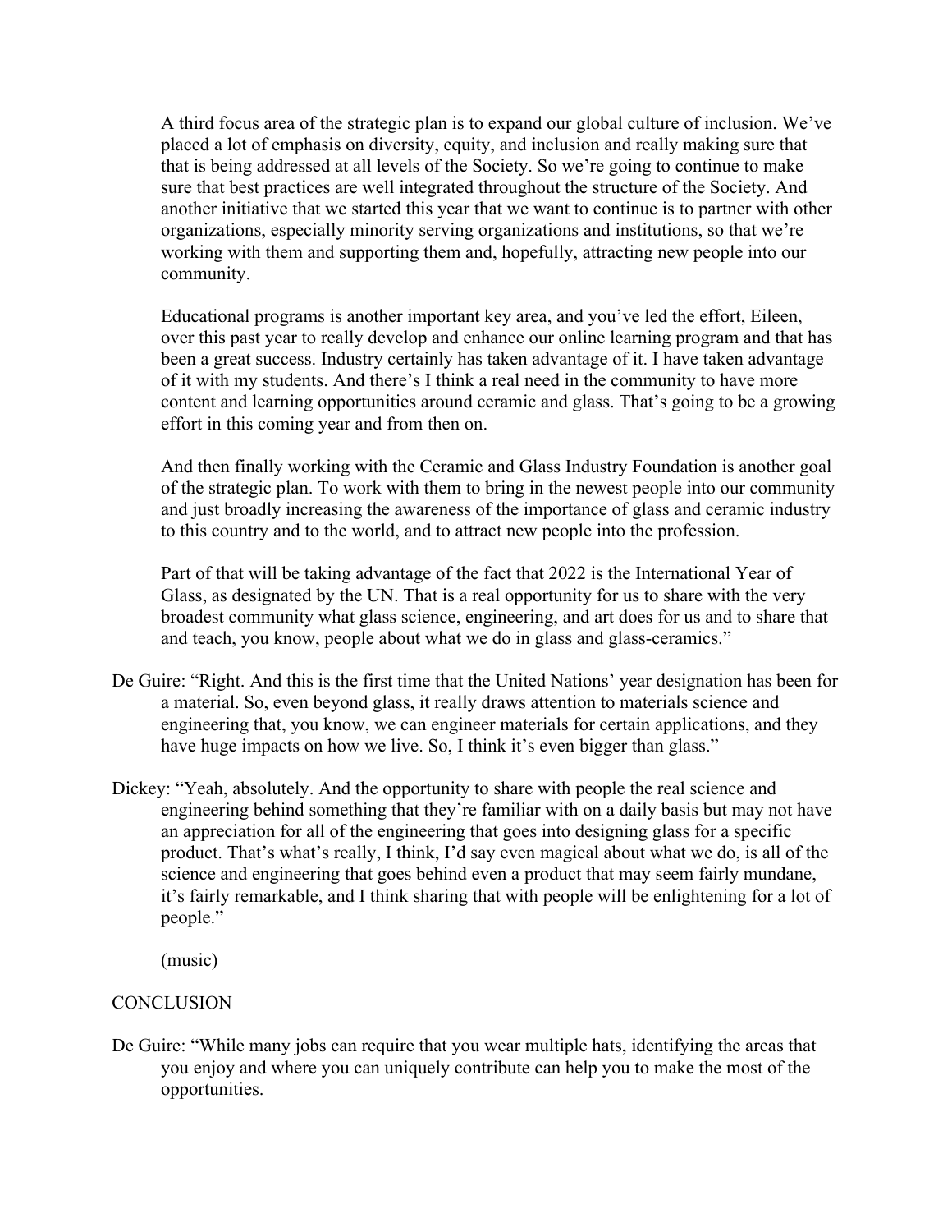A third focus area of the strategic plan is to expand our global culture of inclusion. We've placed a lot of emphasis on diversity, equity, and inclusion and really making sure that that is being addressed at all levels of the Society. So we're going to continue to make sure that best practices are well integrated throughout the structure of the Society. And another initiative that we started this year that we want to continue is to partner with other organizations, especially minority serving organizations and institutions, so that we're working with them and supporting them and, hopefully, attracting new people into our community.

Educational programs is another important key area, and you've led the effort, Eileen, over this past year to really develop and enhance our online learning program and that has been a great success. Industry certainly has taken advantage of it. I have taken advantage of it with my students. And there's I think a real need in the community to have more content and learning opportunities around ceramic and glass. That's going to be a growing effort in this coming year and from then on.

And then finally working with the Ceramic and Glass Industry Foundation is another goal of the strategic plan. To work with them to bring in the newest people into our community and just broadly increasing the awareness of the importance of glass and ceramic industry to this country and to the world, and to attract new people into the profession.

Part of that will be taking advantage of the fact that 2022 is the International Year of Glass, as designated by the UN. That is a real opportunity for us to share with the very broadest community what glass science, engineering, and art does for us and to share that and teach, you know, people about what we do in glass and glass-ceramics."

De Guire: "Right. And this is the first time that the United Nations' year designation has been for a material. So, even beyond glass, it really draws attention to materials science and engineering that, you know, we can engineer materials for certain applications, and they have huge impacts on how we live. So, I think it's even bigger than glass."

Dickey: "Yeah, absolutely. And the opportunity to share with people the real science and engineering behind something that they're familiar with on a daily basis but may not have an appreciation for all of the engineering that goes into designing glass for a specific product. That's what's really, I think, I'd say even magical about what we do, is all of the science and engineering that goes behind even a product that may seem fairly mundane, it's fairly remarkable, and I think sharing that with people will be enlightening for a lot of people."

(music)

CONCLUSION

De Guire: "While many jobs can require that you wear multiple hats, identifying the areas that you enjoy and where you can uniquely contribute can help you to make the most of the opportunities.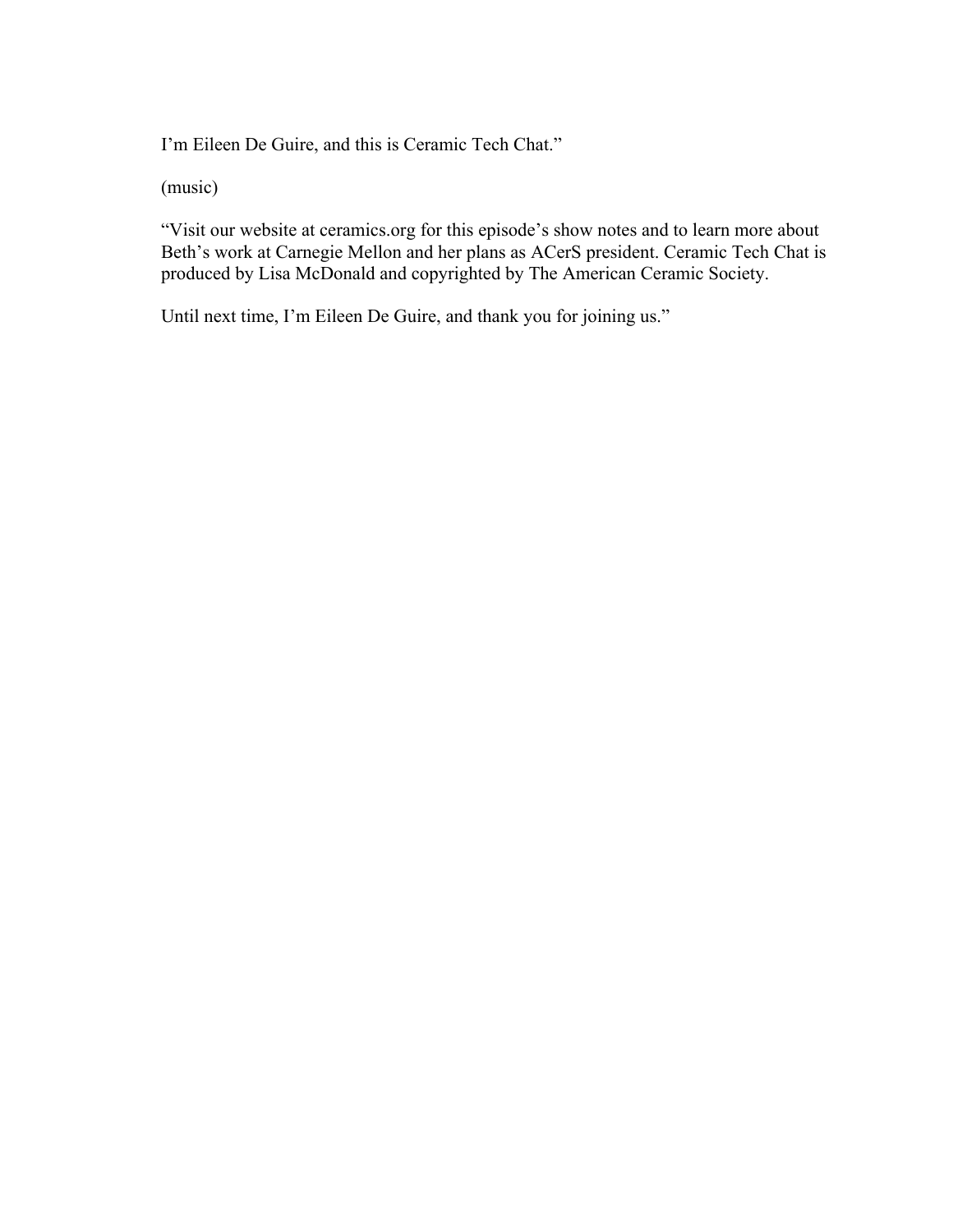I’m Eileen De Guire, and this is Ceramic Tech Chat.”

(music)

“Visit our website at ceramics.org for this episode’s show notes and to learn more about Beth’s work at Carnegie Mellon and her plans as ACerS president. Ceramic Tech Chat is produced by Lisa McDonald and copyrighted by The American Ceramic Society.

Until next time, I’m Eileen De Guire, and thank you for joining us.”